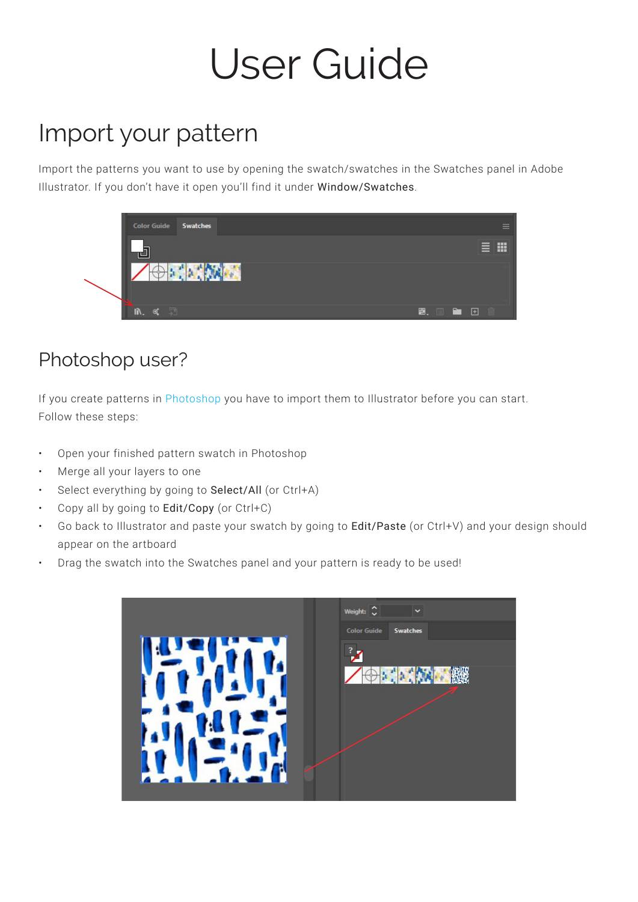# User Guide

## Import your pattern

Import the patterns you want to use by opening the swatch/swatches in the Swatches panel in Adobe Illustrator. If you don't have it open you'll find it under **Window/Swatches**.

### Photoshop user?

If you create patterns in Photoshop you have to import them to Illustrator before you can start. Follow these steps:

- Open your finished pattern swatch in Photoshop
- Merge all your layers to one
- Select everything by going to **Select/All** (or Ctrl+A)
- Copy all by going to **Edit/Copy** (or Ctrl+C)
- Go back to Illustrator and paste your swatch by going to **Edit/Paste** (or Ctrl+V) and your design should appear on the artboard
- Drag the swatch into the Swatches panel and your pattern is ready to be used!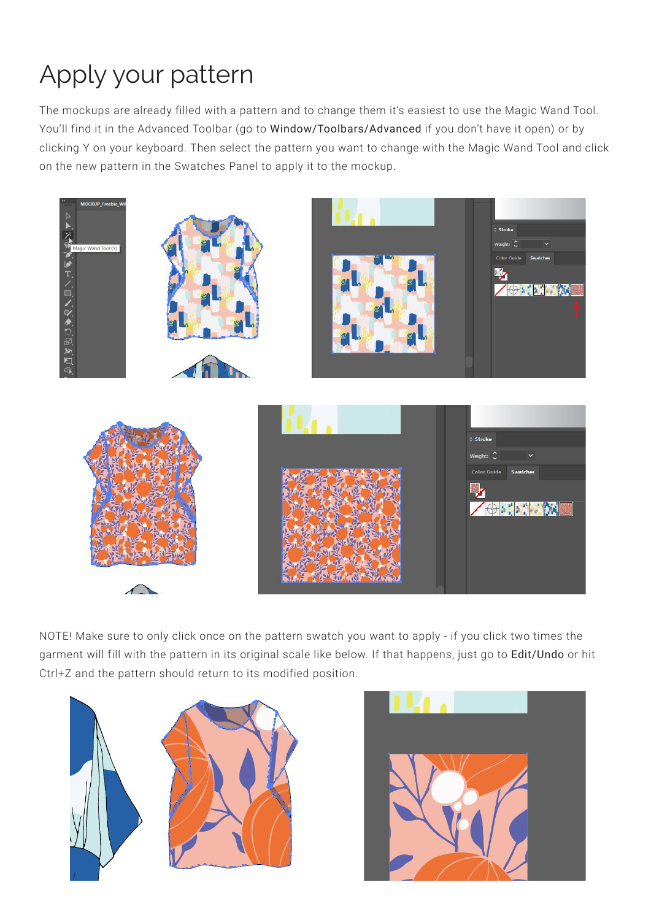# Apply your pattern

The mockups are already filled with a pattern and to change them it's easiest to use the Magic Wand Tool. You'll find it in the Advanced Toolbar (go to Window/Toolbars/Advanced if you don't have it open) or by clicking Y on your keyboard. Then select the pattern you want to change with the Magic Wand Tool and click on the new pattern in the Swatches Panel to apply it to the mockup.

NOTE! Make sure to only click once on the pattern swatch you want to apply - if you click two times the garment will fill with the pattern in its original scale like below. If that happens, just go to Edit/Undo or hit Ctrl+Z and the pattern should return to its modified position.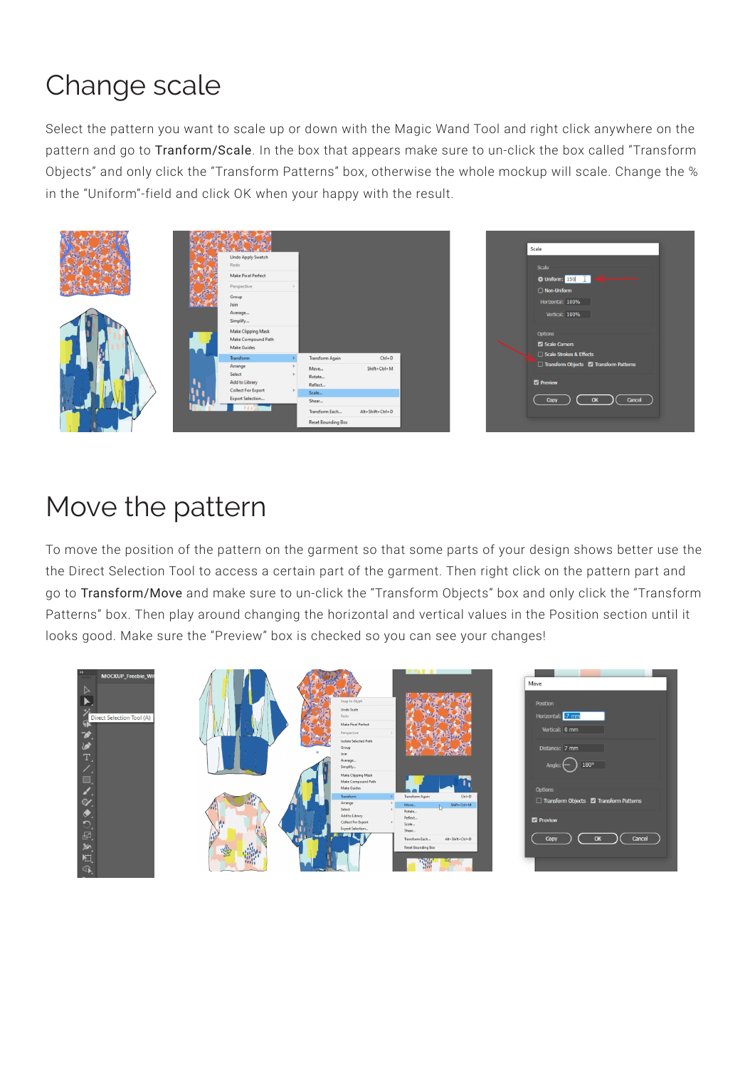# Change scale

Select the pattern you want to scale up or down with the Magic Wand Tool and right click anywhere on the pattern and go to **Tranform/Scale**. In the box that appears make sure to un-click the box called "Transform Objects" and only click the "Transform Patterns" box, otherwise the whole mockup will scale. Change the % in the "Uniform"-field and click OK when your happy with the result.

# Move the pattern

To move the position of the pattern on the garment so that some parts of your design shows better use the the Direct Selection Tool to access a certain part of the garment. Then right click on the pattern part and go to **Transform/Move** and make sure to un-click the "Transform Objects" box and only click the "Transform Patterns" box. Then play around changing the horizontal and vertical values in the Position section until it looks good. Make sure the "Preview" box is checked so you can see your changes!